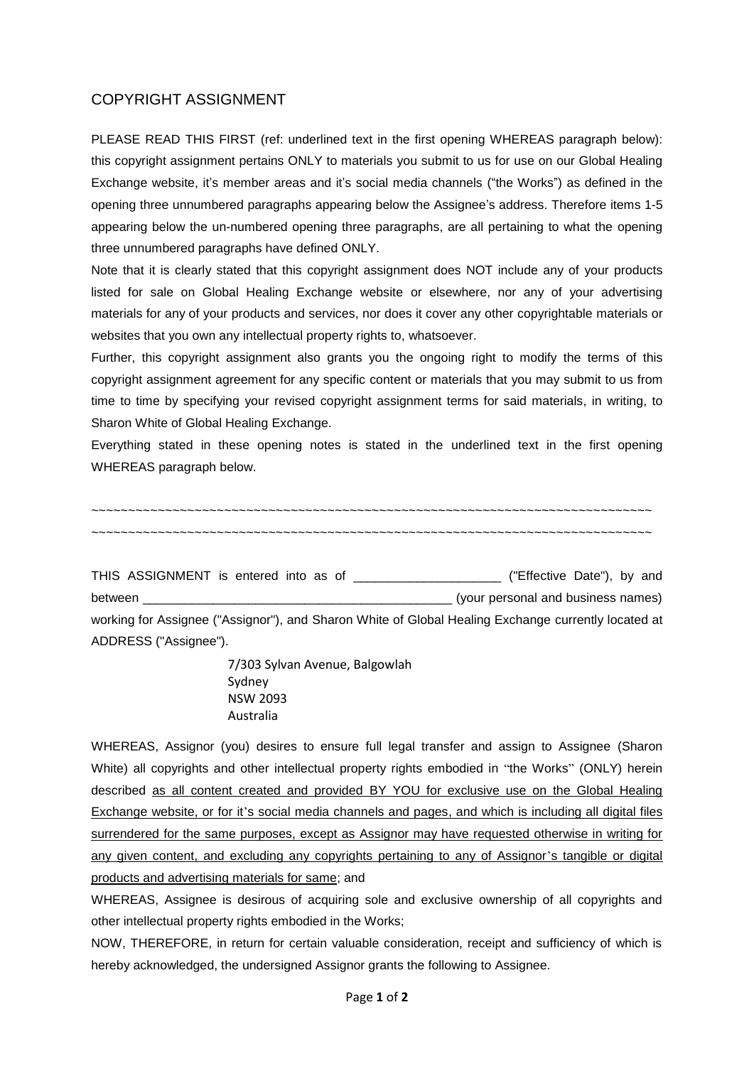# COPYRIGHT ASSIGNMENT

PLEASE READ THIS FIRST (ref: underlined text in the first opening WHEREAS paragraph below): this copyright assignment pertains ONLY to materials you submit to us for use on our Global Healing Exchange website, it's member areas and it's social media channels ("the Works") as defined in the opening three unnumbered paragraphs appearing below the Assignee's address. Therefore items 1-5 appearing below the un-numbered opening three paragraphs, are all pertaining to what the opening three unnumbered paragraphs have defined ONLY.

Note that it is clearly stated that this copyright assignment does NOT include any of your products listed for sale on Global Healing Exchange website or elsewhere, nor any of your advertising materials for any of your products and services, nor does it cover any other copyrightable materials or websites that you own any intellectual property rights to, whatsoever.

Further, this copyright assignment also grants you the ongoing right to modify the terms of this copyright assignment agreement for any specific content or materials that you may submit to us from time to time by specifying your revised copyright assignment terms for said materials, in writing, to Sharon White of Global Healing Exchange.

Everything stated in these opening notes is stated in the underlined text in the first opening WHEREAS paragraph below.

~~~~~~~~~~~~~~~~~~~~~~~~~~~~~~~~~~~~~~~~~~~~~~~~~~~~~~~~~~~~~~~~~~~~~~~~~~~~~~

~~~~~~~~~~~~~~~~~~~~~~~~~~~~~~~~~~~~~~~~~~~~~~~~~~~~~~~~~~~~~~~~~~~~~~~~~~~~~~

THIS ASSIGNMENT is entered into as of ____________________ ("Effective Date"), by and between ____________________________________________ (your personal and business names) working for Assignee ("Assignor"), and Sharon White of Global Healing Exchange currently located at ADDRESS ("Assignee").

7/303 Sylvan Avenue, Balgowlah
Sydney
NSW 2093
Australia

WHEREAS, Assignor (you) desires to ensure full legal transfer and assign to Assignee (Sharon White) all copyrights and other intellectual property rights embodied in "the Works" (ONLY) herein described <u>as all content created and provided BY YOU for exclusive use on the Global Healing Exchange website, or for it's social media channels and pages, and which is including all digital files surrendered for the same purposes, except as Assignor may have requested otherwise in writing for any given content, and excluding any copyrights pertaining to any of Assignor's tangible or digital products and advertising materials for same</u>; and

WHEREAS, Assignee is desirous of acquiring sole and exclusive ownership of all copyrights and other intellectual property rights embodied in the Works;

NOW, THEREFORE, in return for certain valuable consideration, receipt and sufficiency of which is hereby acknowledged, the undersigned Assignor grants the following to Assignee.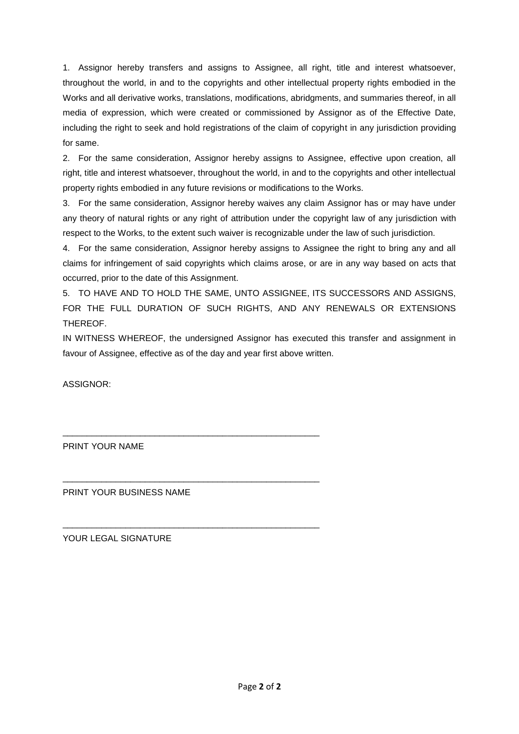1. Assignor hereby transfers and assigns to Assignee, all right, title and interest whatsoever, throughout the world, in and to the copyrights and other intellectual property rights embodied in the Works and all derivative works, translations, modifications, abridgments, and summaries thereof, in all media of expression, which were created or commissioned by Assignor as of the Effective Date, including the right to seek and hold registrations of the claim of copyright in any jurisdiction providing for same.

2. For the same consideration, Assignor hereby assigns to Assignee, effective upon creation, all right, title and interest whatsoever, throughout the world, in and to the copyrights and other intellectual property rights embodied in any future revisions or modifications to the Works.

3. For the same consideration, Assignor hereby waives any claim Assignor has or may have under any theory of natural rights or any right of attribution under the copyright law of any jurisdiction with respect to the Works, to the extent such waiver is recognizable under the law of such jurisdiction.

4. For the same consideration, Assignor hereby assigns to Assignee the right to bring any and all claims for infringement of said copyrights which claims arose, or are in any way based on acts that occurred, prior to the date of this Assignment.

5. TO HAVE AND TO HOLD THE SAME, UNTO ASSIGNEE, ITS SUCCESSORS AND ASSIGNS, FOR THE FULL DURATION OF SUCH RIGHTS, AND ANY RENEWALS OR EXTENSIONS THEREOF.

IN WITNESS WHEREOF, the undersigned Assignor has executed this transfer and assignment in favour of Assignee, effective as of the day and year first above written.

ASSIGNOR:

_______________________________________________________

PRINT YOUR NAME

_______________________________________________________

PRINT YOUR BUSINESS NAME

_______________________________________________________

YOUR LEGAL SIGNATURE